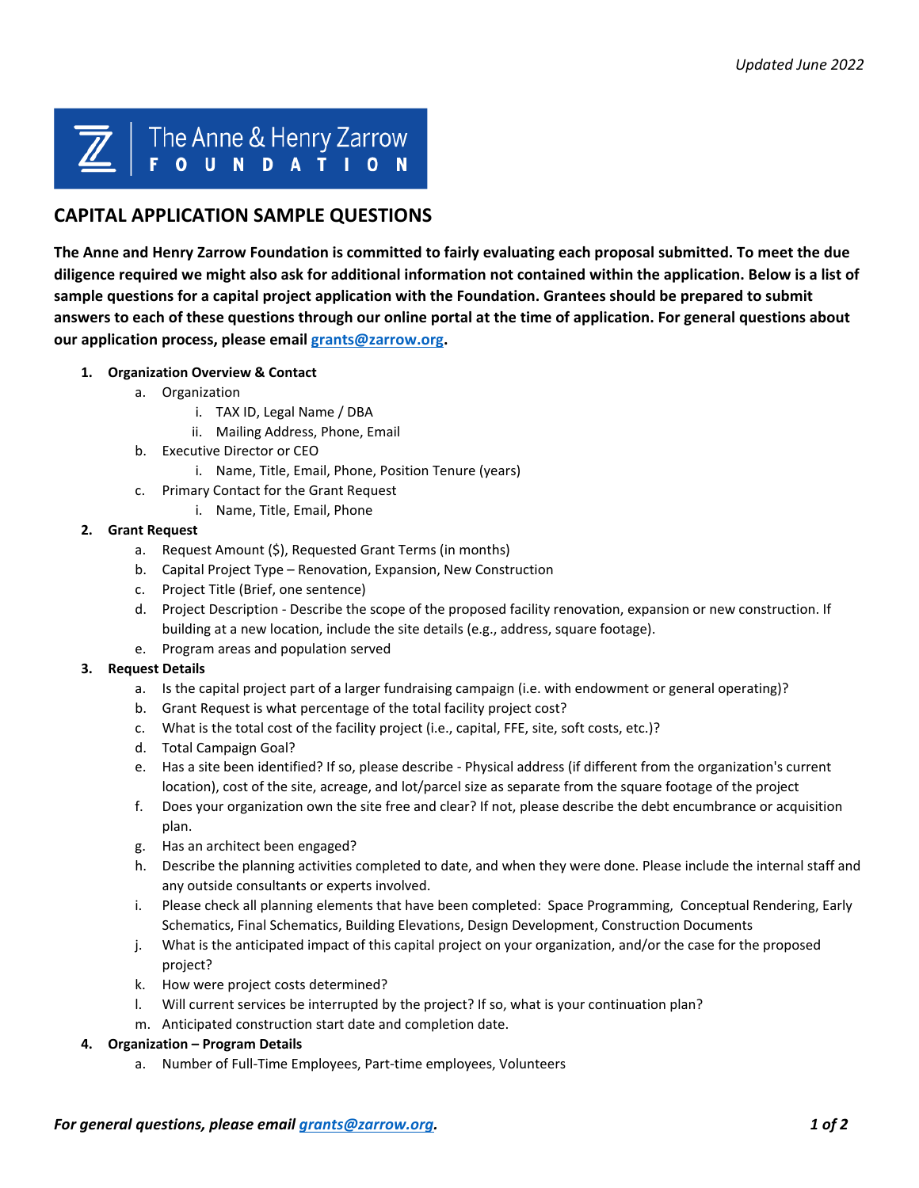*Updated June 2022*

The Anne & Henry Zarrow FOUNDATION

# CAPITAL APPLICATION SAMPLE QUESTIONS

**The Anne and Henry Zarrow Foundation is committed to fairly evaluating each proposal submitted. To meet the due diligence required we might also ask for additional information not contained within the application. Below is a list of sample questions for a capital project application with the Foundation. Grantees should be prepared to submit answers to each of these questions through our online portal at the time of application. For general questions about our application process, please email [grants@zarrow.org](mailto:grants@zarrow.org).**

1. **Organization Overview & Contact**
   a. Organization
      i. TAX ID, Legal Name / DBA
      ii. Mailing Address, Phone, Email
   b. Executive Director or CEO
      i. Name, Title, Email, Phone, Position Tenure (years)
   c. Primary Contact for the Grant Request
      i. Name, Title, Email, Phone
2. **Grant Request**
   a. Request Amount ($), Requested Grant Terms (in months)
   b. Capital Project Type – Renovation, Expansion, New Construction
   c. Project Title (Brief, one sentence)
   d. Project Description - Describe the scope of the proposed facility renovation, expansion or new construction. If building at a new location, include the site details (e.g., address, square footage).
   e. Program areas and population served
3. **Request Details**
   a. Is the capital project part of a larger fundraising campaign (i.e. with endowment or general operating)?
   b. Grant Request is what percentage of the total facility project cost?
   c. What is the total cost of the facility project (i.e., capital, FFE, site, soft costs, etc.)?
   d. Total Campaign Goal?
   e. Has a site been identified? If so, please describe - Physical address (if different from the organization's current location), cost of the site, acreage, and lot/parcel size as separate from the square footage of the project
   f. Does your organization own the site free and clear? If not, please describe the debt encumbrance or acquisition plan.
   g. Has an architect been engaged?
   h. Describe the planning activities completed to date, and when they were done. Please include the internal staff and any outside consultants or experts involved.
   i. Please check all planning elements that have been completed: Space Programming, Conceptual Rendering, Early Schematics, Final Schematics, Building Elevations, Design Development, Construction Documents
   j. What is the anticipated impact of this capital project on your organization, and/or the case for the proposed project?
   k. How were project costs determined?
   l. Will current services be interrupted by the project? If so, what is your continuation plan?
   m. Anticipated construction start date and completion date.
4. **Organization – Program Details**
   a. Number of Full-Time Employees, Part-time employees, Volunteers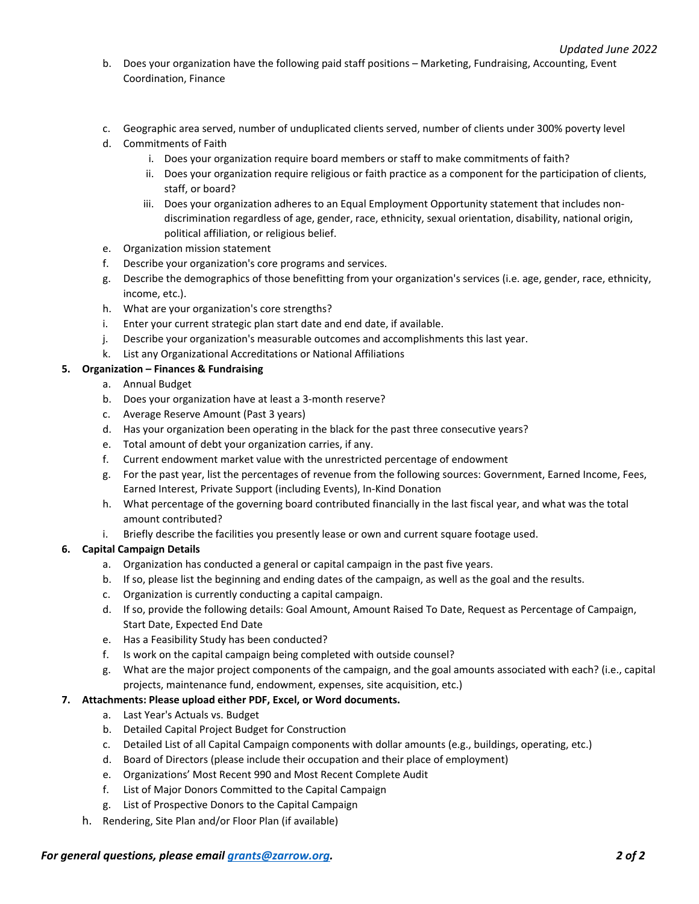b. Does your organization have the following paid staff positions – Marketing, Fundraising, Accounting, Event Coordination, Finance

c. Geographic area served, number of unduplicated clients served, number of clients under 300% poverty level
d. Commitments of Faith
   i. Does your organization require board members or staff to make commitments of faith?
   ii. Does your organization require religious or faith practice as a component for the participation of clients, staff, or board?
   iii. Does your organization adheres to an Equal Employment Opportunity statement that includes non-discrimination regardless of age, gender, race, ethnicity, sexual orientation, disability, national origin, political affiliation, or religious belief.
e. Organization mission statement
f. Describe your organization's core programs and services.
g. Describe the demographics of those benefitting from your organization's services (i.e. age, gender, race, ethnicity, income, etc.).
h. What are your organization's core strengths?
i. Enter your current strategic plan start date and end date, if available.
j. Describe your organization's measurable outcomes and accomplishments this last year.
k. List any Organizational Accreditations or National Affiliations

**5. Organization – Finances & Fundraising**

a. Annual Budget
b. Does your organization have at least a 3-month reserve?
c. Average Reserve Amount (Past 3 years)
d. Has your organization been operating in the black for the past three consecutive years?
e. Total amount of debt your organization carries, if any.
f. Current endowment market value with the unrestricted percentage of endowment
g. For the past year, list the percentages of revenue from the following sources: Government, Earned Income, Fees, Earned Interest, Private Support (including Events), In-Kind Donation
h. What percentage of the governing board contributed financially in the last fiscal year, and what was the total amount contributed?
i. Briefly describe the facilities you presently lease or own and current square footage used.

**6. Capital Campaign Details**

a. Organization has conducted a general or capital campaign in the past five years.
b. If so, please list the beginning and ending dates of the campaign, as well as the goal and the results.
c. Organization is currently conducting a capital campaign.
d. If so, provide the following details: Goal Amount, Amount Raised To Date, Request as Percentage of Campaign, Start Date, Expected End Date
e. Has a Feasibility Study has been conducted?
f. Is work on the capital campaign being completed with outside counsel?
g. What are the major project components of the campaign, and the goal amounts associated with each? (i.e., capital projects, maintenance fund, endowment, expenses, site acquisition, etc.)

**7. Attachments: Please upload either PDF, Excel, or Word documents.**

a. Last Year's Actuals vs. Budget
b. Detailed Capital Project Budget for Construction
c. Detailed List of all Capital Campaign components with dollar amounts (e.g., buildings, operating, etc.)
d. Board of Directors (please include their occupation and their place of employment)
e. Organizations' Most Recent 990 and Most Recent Complete Audit
f. List of Major Donors Committed to the Capital Campaign
g. List of Prospective Donors to the Capital Campaign
h. Rendering, Site Plan and/or Floor Plan (if available)

*For general questions, please email [grants@zarrow.org](mailto:grants@zarrow.org).*